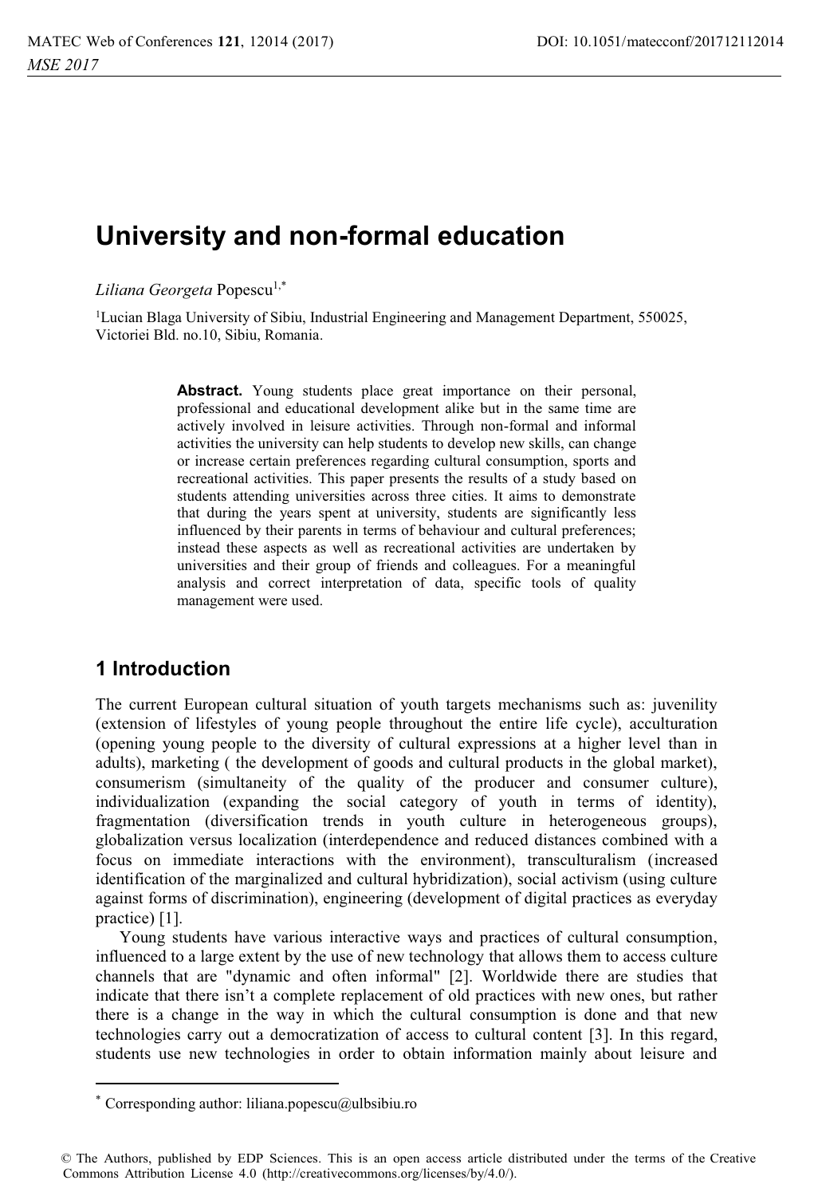# University and non-formal education

*Liliana Georgeta* Popescu[1,*]

[1]Lucian Blaga University of Sibiu, Industrial Engineering and Management Department, 550025, Victoriei Bld. no.10, Sibiu, Romania.

**Abstract.** Young students place great importance on their personal, professional and educational development alike but in the same time are actively involved in leisure activities. Through non-formal and informal activities the university can help students to develop new skills, can change or increase certain preferences regarding cultural consumption, sports and recreational activities. This paper presents the results of a study based on students attending universities across three cities. It aims to demonstrate that during the years spent at university, students are significantly less influenced by their parents in terms of behaviour and cultural preferences; instead these aspects as well as recreational activities are undertaken by universities and their group of friends and colleagues. For a meaningful analysis and correct interpretation of data, specific tools of quality management were used.

## 1 Introduction

The current European cultural situation of youth targets mechanisms such as: juvenility (extension of lifestyles of young people throughout the entire life cycle), acculturation (opening young people to the diversity of cultural expressions at a higher level than in adults), marketing ( the development of goods and cultural products in the global market), consumerism (simultaneity of the quality of the producer and consumer culture), individualization (expanding the social category of youth in terms of identity), fragmentation (diversification trends in youth culture in heterogeneous groups), globalization versus localization (interdependence and reduced distances combined with a focus on immediate interactions with the environment), transculturalism (increased identification of the marginalized and cultural hybridization), social activism (using culture against forms of discrimination), engineering (development of digital practices as everyday practice) [1].

Young students have various interactive ways and practices of cultural consumption, influenced to a large extent by the use of new technology that allows them to access culture channels that are "dynamic and often informal" [2]. Worldwide there are studies that indicate that there isn't a complete replacement of old practices with new ones, but rather there is a change in the way in which the cultural consumption is done and that new technologies carry out a democratization of access to cultural content [3]. In this regard, students use new technologies in order to obtain information mainly about leisure and

* Corresponding author: liliana.popescu@ulbsibiu.ro

© The Authors, published by EDP Sciences. This is an open access article distributed under the terms of the Creative Commons Attribution License 4.0 (http://creativecommons.org/licenses/by/4.0/).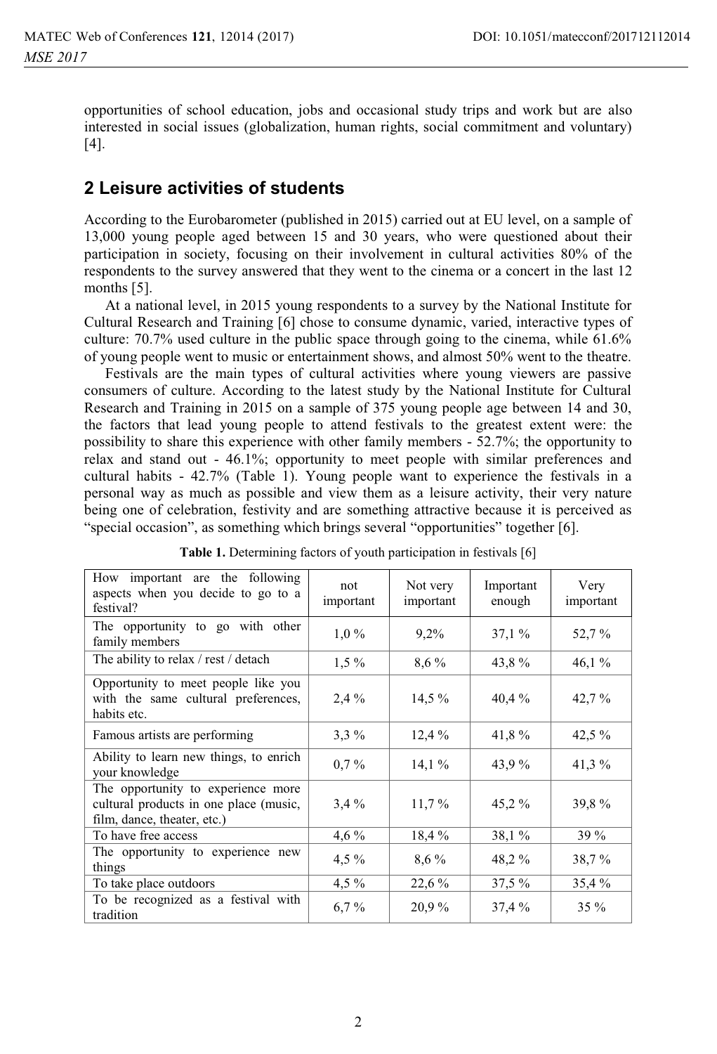opportunities of school education, jobs and occasional study trips and work but are also interested in social issues (globalization, human rights, social commitment and voluntary) [4].

## 2 Leisure activities of students

According to the Eurobarometer (published in 2015) carried out at EU level, on a sample of 13,000 young people aged between 15 and 30 years, who were questioned about their participation in society, focusing on their involvement in cultural activities 80% of the respondents to the survey answered that they went to the cinema or a concert in the last 12 months [5].

At a national level, in 2015 young respondents to a survey by the National Institute for Cultural Research and Training [6] chose to consume dynamic, varied, interactive types of culture: 70.7% used culture in the public space through going to the cinema, while 61.6% of young people went to music or entertainment shows, and almost 50% went to the theatre.

Festivals are the main types of cultural activities where young viewers are passive consumers of culture. According to the latest study by the National Institute for Cultural Research and Training in 2015 on a sample of 375 young people age between 14 and 30, the factors that lead young people to attend festivals to the greatest extent were: the possibility to share this experience with other family members - 52.7%; the opportunity to relax and stand out - 46.1%; opportunity to meet people with similar preferences and cultural habits - 42.7% (Table 1). Young people want to experience the festivals in a personal way as much as possible and view them as a leisure activity, their very nature being one of celebration, festivity and are something attractive because it is perceived as "special occasion", as something which brings several "opportunities" together [6].

**Table 1.** Determining factors of youth participation in festivals [6]

| How important are the following aspects when you decide to go to a festival? | not important | Not very important | Important enough | Very important |
|---|---|---|---|---|
| The opportunity to go with other family members | 1,0 % | 9,2% | 37,1 % | 52,7 % |
| The ability to relax / rest / detach | 1,5 % | 8,6 % | 43,8 % | 46,1 % |
| Opportunity to meet people like you with the same cultural preferences, habits etc. | 2,4 % | 14,5 % | 40,4 % | 42,7 % |
| Famous artists are performing | 3,3 % | 12,4 % | 41,8 % | 42,5 % |
| Ability to learn new things, to enrich your knowledge | 0,7 % | 14,1 % | 43,9 % | 41,3 % |
| The opportunity to experience more cultural products in one place (music, film, dance, theater, etc.) | 3,4 % | 11,7 % | 45,2 % | 39,8 % |
| To have free access | 4,6 % | 18,4 % | 38,1 % | 39 % |
| The opportunity to experience new things | 4,5 % | 8,6 % | 48,2 % | 38,7 % |
| To take place outdoors | 4,5 % | 22,6 % | 37,5 % | 35,4 % |
| To be recognized as a festival with tradition | 6,7 % | 20,9 % | 37,4 % | 35 % |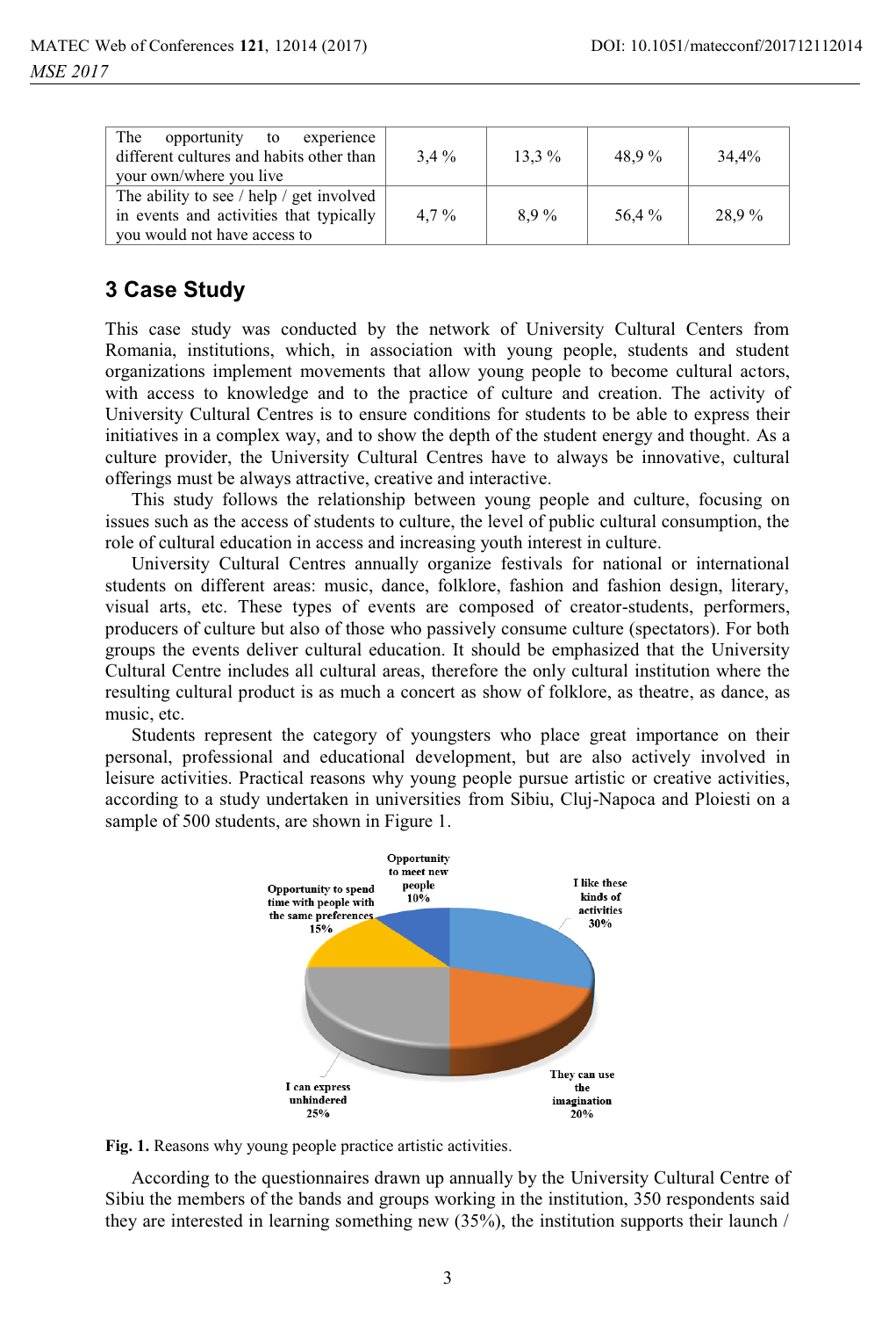| The opportunity to experience different cultures and habits other than your own/where you live | 3,4 % | 13,3 % | 48,9 % | 34,4% |
|---|---|---|---|---|
| The ability to see / help / get involved in events and activities that typically you would not have access to | 4,7 % | 8,9 % | 56,4 % | 28,9 % |

## 3 Case Study

This case study was conducted by the network of University Cultural Centers from Romania, institutions, which, in association with young people, students and student organizations implement movements that allow young people to become cultural actors, with access to knowledge and to the practice of culture and creation. The activity of University Cultural Centres is to ensure conditions for students to be able to express their initiatives in a complex way, and to show the depth of the student energy and thought. As a culture provider, the University Cultural Centres have to always be innovative, cultural offerings must be always attractive, creative and interactive.

This study follows the relationship between young people and culture, focusing on issues such as the access of students to culture, the level of public cultural consumption, the role of cultural education in access and increasing youth interest in culture.

University Cultural Centres annually organize festivals for national or international students on different areas: music, dance, folklore, fashion and fashion design, literary, visual arts, etc. These types of events are composed of creator-students, performers, producers of culture but also of those who passively consume culture (spectators). For both groups the events deliver cultural education. It should be emphasized that the University Cultural Centre includes all cultural areas, therefore the only cultural institution where the resulting cultural product is as much a concert as show of folklore, as theatre, as dance, as music, etc.

Students represent the category of youngsters who place great importance on their personal, professional and educational development, but are also actively involved in leisure activities. Practical reasons why young people pursue artistic or creative activities, according to a study undertaken in universities from Sibiu, Cluj-Napoca and Ploiesti on a sample of 500 students, are shown in Figure 1.

Opportunity to meet new people 10%

I like these kinds of activities 30%

Opportunity to spend time with people with the same preferences 15%

I can express unhindered 25%

They can use the imagination 20%

**Fig. 1.** Reasons why young people practice artistic activities.

According to the questionnaires drawn up annually by the University Cultural Centre of Sibiu the members of the bands and groups working in the institution, 350 respondents said they are interested in learning something new (35%), the institution supports their launch /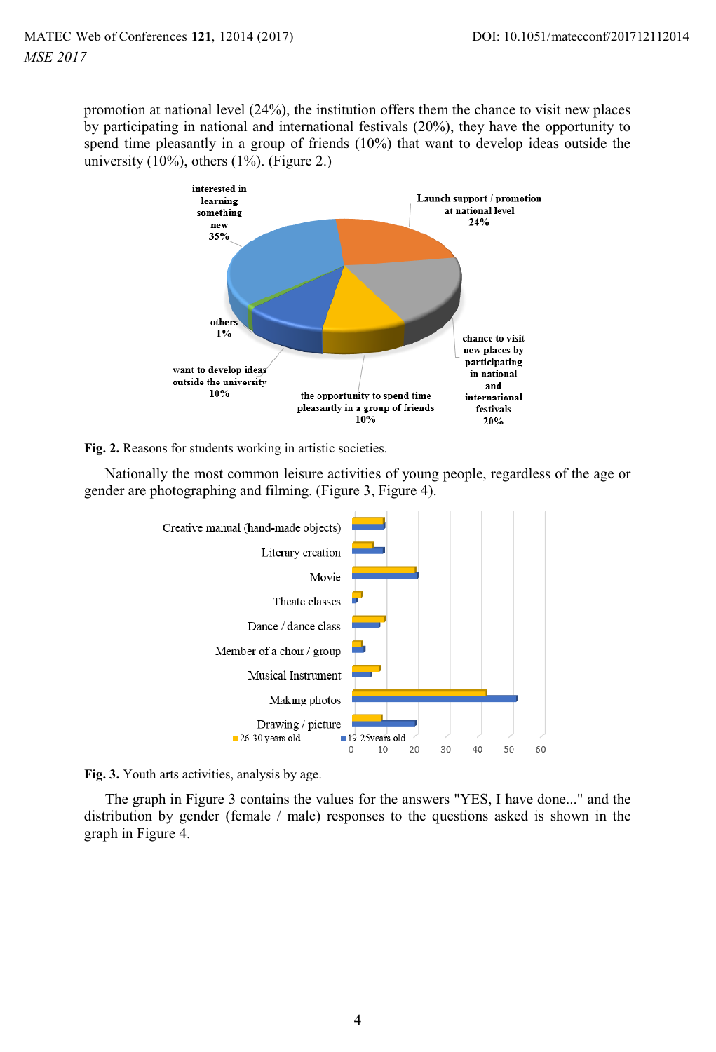promotion at national level (24%), the institution offers them the chance to visit new places by participating in national and international festivals (20%), they have the opportunity to spend time pleasantly in a group of friends (10%) that want to develop ideas outside the university (10%), others (1%). (Figure 2.)

**Fig. 2.** Reasons for students working in artistic societies.

Nationally the most common leisure activities of young people, regardless of the age or gender are photographing and filming. (Figure 3, Figure 4).

**Fig. 3.** Youth arts activities, analysis by age.

The graph in Figure 3 contains the values for the answers "YES, I have done..." and the distribution by gender (female / male) responses to the questions asked is shown in the graph in Figure 4.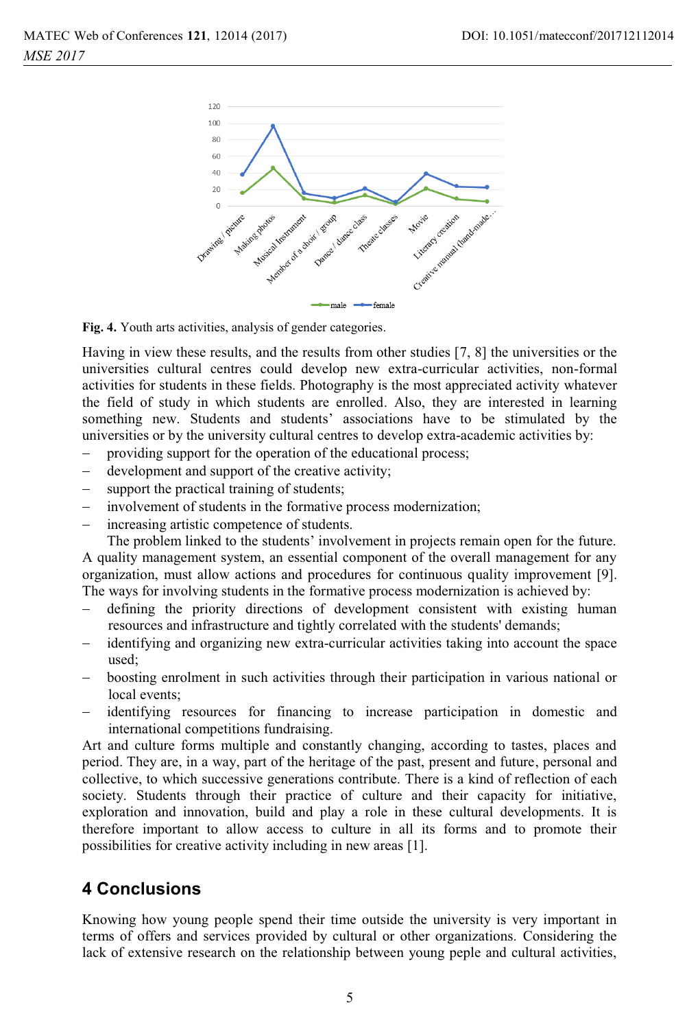120
100
80
60
40
20
0

Drawing / picture
Making photos
Musical Instrument
Member of a choir / group
Dance / dance class
Theate classes
Movie
Literary creation
Creative manual (hand-made…

male
female

**Fig. 4.** Youth arts activities, analysis of gender categories.

Having in view these results, and the results from other studies [7, 8] the universities or the universities cultural centres could develop new extra-curricular activities, non-formal activities for students in these fields. Photography is the most appreciated activity whatever the field of study in which students are enrolled. Also, they are interested in learning something new. Students and students' associations have to be stimulated by the universities or by the university cultural centres to develop extra-academic activities by:

- providing support for the operation of the educational process;
- development and support of the creative activity;
- support the practical training of students;
- involvement of students in the formative process modernization;
- increasing artistic competence of students.

The problem linked to the students' involvement in projects remain open for the future. A quality management system, an essential component of the overall management for any organization, must allow actions and procedures for continuous quality improvement [9]. The ways for involving students in the formative process modernization is achieved by:

- defining the priority directions of development consistent with existing human resources and infrastructure and tightly correlated with the students' demands;
- identifying and organizing new extra-curricular activities taking into account the space used;
- boosting enrolment in such activities through their participation in various national or local events;
- identifying resources for financing to increase participation in domestic and international competitions fundraising.

Art and culture forms multiple and constantly changing, according to tastes, places and period. They are, in a way, part of the heritage of the past, present and future, personal and collective, to which successive generations contribute. There is a kind of reflection of each society. Students through their practice of culture and their capacity for initiative, exploration and innovation, build and play a role in these cultural developments. It is therefore important to allow access to culture in all its forms and to promote their possibilities for creative activity including in new areas [1].

## 4 Conclusions

Knowing how young people spend their time outside the university is very important in terms of offers and services provided by cultural or other organizations. Considering the lack of extensive research on the relationship between young peple and cultural activities,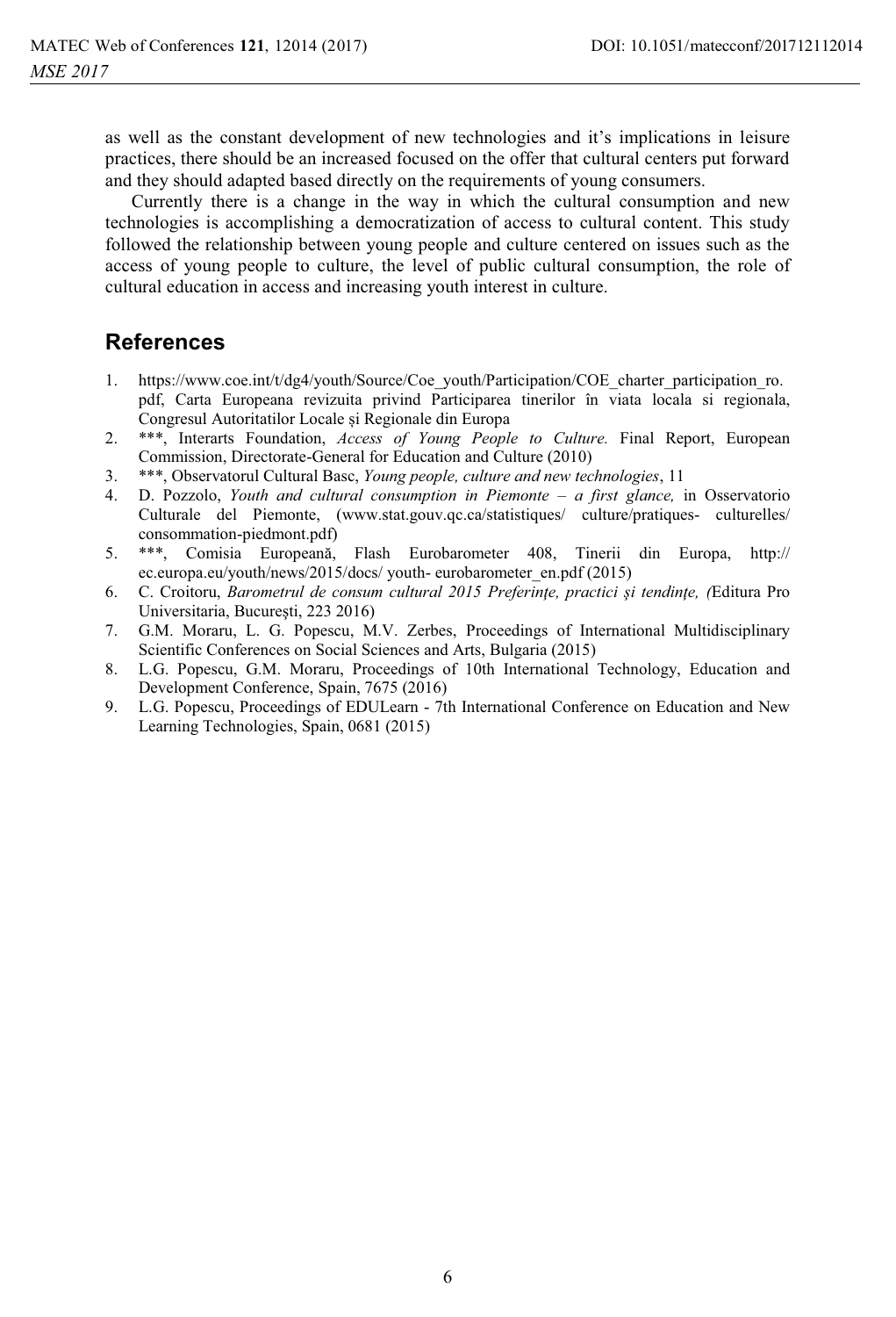as well as the constant development of new technologies and it's implications in leisure practices, there should be an increased focused on the offer that cultural centers put forward and they should adapted based directly on the requirements of young consumers.

Currently there is a change in the way in which the cultural consumption and new technologies is accomplishing a democratization of access to cultural content. This study followed the relationship between young people and culture centered on issues such as the access of young people to culture, the level of public cultural consumption, the role of cultural education in access and increasing youth interest in culture.

## References

1. https://www.coe.int/t/dg4/youth/Source/Coe_youth/Participation/COE_charter_participation_ro.pdf, Carta Europeana revizuita privind Participarea tinerilor în viata locala si regionala, Congresul Autoritatilor Locale și Regionale din Europa
2. ***, Interarts Foundation, *Access of Young People to Culture.* Final Report, European Commission, Directorate-General for Education and Culture (2010)
3. ***, Observatorul Cultural Basc, *Young people, culture and new technologies*, 11
4. D. Pozzolo, *Youth and cultural consumption in Piemonte – a first glance,* in Osservatorio Culturale del Piemonte, (www.stat.gouv.qc.ca/statistiques/ culture/pratiques- culturelles/ consommation-piedmont.pdf)
5. ***, Comisia Europeană, Flash Eurobarometer 408, Tinerii din Europa, http:// ec.europa.eu/youth/news/2015/docs/ youth- eurobarometer_en.pdf (2015)
6. C. Croitoru, *Barometrul de consum cultural 2015 Preferințe, practici și tendințe, (*Editura Pro Universitaria, București, 223 2016)
7. G.M. Moraru, L. G. Popescu, M.V. Zerbes, Proceedings of International Multidisciplinary Scientific Conferences on Social Sciences and Arts, Bulgaria (2015)
8. L.G. Popescu, G.M. Moraru, Proceedings of 10th International Technology, Education and Development Conference, Spain, 7675 (2016)
9. L.G. Popescu, Proceedings of EDULearn - 7th International Conference on Education and New Learning Technologies, Spain, 0681 (2015)